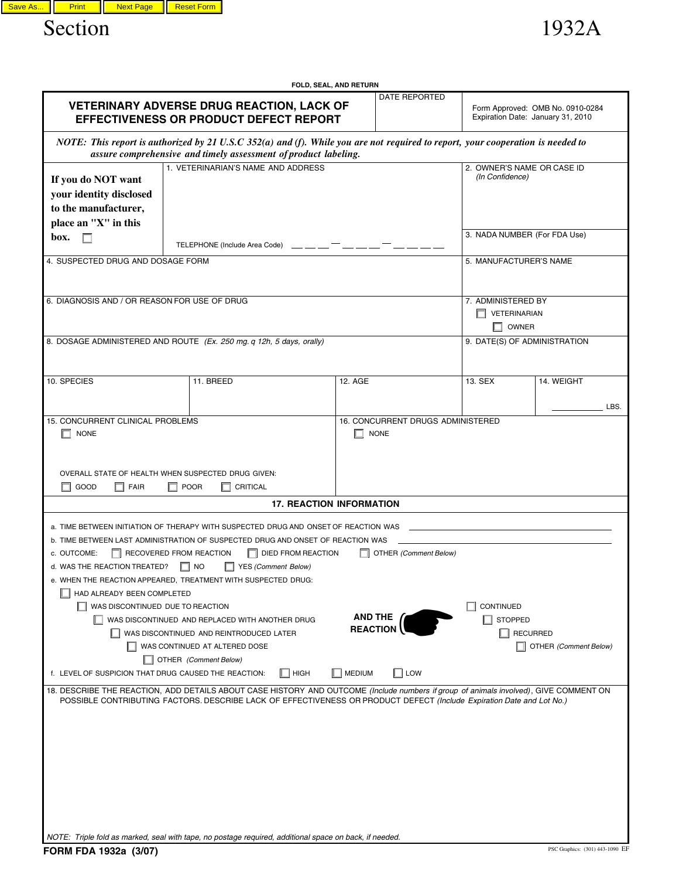Section 1932A

FOLD, SEAL, AND RETURN

# VETERINARY ADVERSE DRUG REACTION, LACK OF EFFECTIVENESS OR PRODUCT DEFECT REPORT

DATE REPORTED

Form Approved: OMB No. 0910-0284
Expiration Date: January 31, 2010

***NOTE: This report is authorized by 21 U.S.C 352(a) and (f). While you are not required to report, your cooperation is needed to assure comprehensive and timely assessment of product labeling.***

**If you do NOT want your identity disclosed to the manufacturer, place an "X" in this box.** ☐

1. VETERINARIAN'S NAME AND ADDRESS

TELEPHONE (Include Area Code) ___ ___ ___ – ___ ___ ___ – ___ ___ ___ ___

2. OWNER'S NAME OR CASE ID *(In Confidence)*

3. NADA NUMBER (For FDA Use)

4. SUSPECTED DRUG AND DOSAGE FORM

5. MANUFACTURER'S NAME

6. DIAGNOSIS AND / OR REASON FOR USE OF DRUG

7. ADMINISTERED BY
- ☐ VETERINARIAN
- ☐ OWNER

8. DOSAGE ADMINISTERED AND ROUTE *(Ex. 250 mg. q 12h, 5 days, orally)*

9. DATE(S) OF ADMINISTRATION

| 10. SPECIES | 11. BREED | 12. AGE | 13. SEX | 14. WEIGHT |
|---|---|---|---|---|
| | | | | ________ LBS. |

15. CONCURRENT CLINICAL PROBLEMS
- ☐ NONE

OVERALL STATE OF HEALTH WHEN SUSPECTED DRUG GIVEN:
☐ GOOD ☐ FAIR ☐ POOR ☐ CRITICAL

16. CONCURRENT DRUGS ADMINISTERED
- ☐ NONE

## 17. REACTION INFORMATION

a. TIME BETWEEN INITIATION OF THERAPY WITH SUSPECTED DRUG AND ONSET OF REACTION WAS ____________________

b. TIME BETWEEN LAST ADMINISTRATION OF SUSPECTED DRUG AND ONSET OF REACTION WAS ____________________

c. OUTCOME: ☐ RECOVERED FROM REACTION ☐ DIED FROM REACTION ☐ OTHER *(Comment Below)*

d. WAS THE REACTION TREATED? ☐ NO ☐ YES *(Comment Below)*

e. WHEN THE REACTION APPEARED, TREATMENT WITH SUSPECTED DRUG:
- ☐ HAD ALREADY BEEN COMPLETED
- ☐ WAS DISCONTINUED DUE TO REACTION
- ☐ WAS DISCONTINUED AND REPLACED WITH ANOTHER DRUG
- ☐ WAS DISCONTINUED AND REINTRODUCED LATER
- ☐ WAS CONTINUED AT ALTERED DOSE
- ☐ OTHER *(Comment Below)*

**AND THE REACTION**
- ☐ CONTINUED
- ☐ STOPPED
- ☐ RECURRED
- ☐ OTHER *(Comment Below)*

f. LEVEL OF SUSPICION THAT DRUG CAUSED THE REACTION: ☐ HIGH ☐ MEDIUM ☐ LOW

18. DESCRIBE THE REACTION, ADD DETAILS ABOUT CASE HISTORY AND OUTCOME *(Include numbers if group of animals involved)*, GIVE COMMENT ON POSSIBLE CONTRIBUTING FACTORS. DESCRIBE LACK OF EFFECTIVENESS OR PRODUCT DEFECT *(Include Expiration Date and Lot No.)*

NOTE: Triple fold as marked, seal with tape, no postage required, additional space on back, if needed.

**FORM FDA 1932a (3/07)**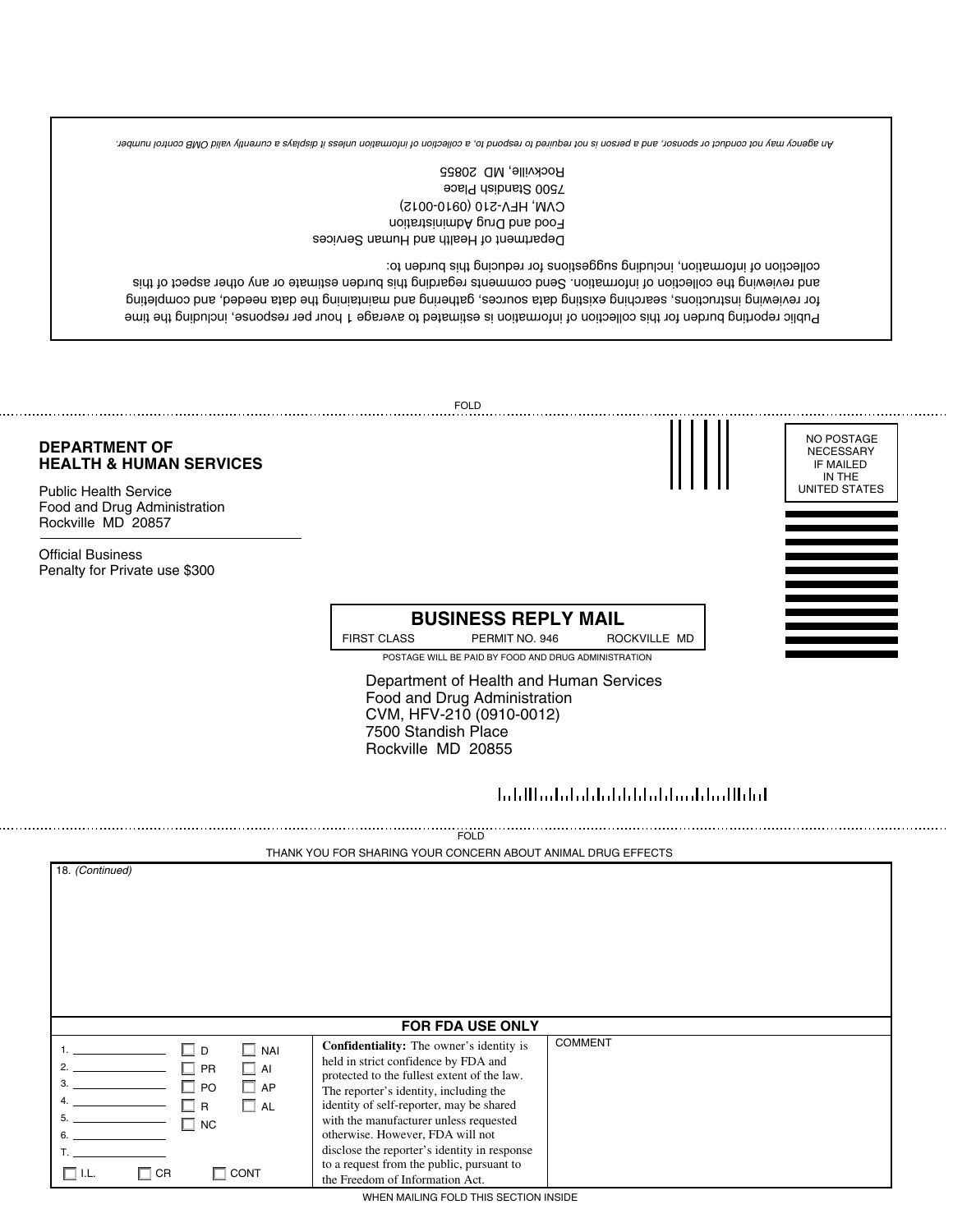Public reporting burden for this collection of information is estimated to average 1 hour per response, including the time for reviewing instructions, searching existing data sources, gathering and maintaining the data needed, and completing and reviewing the collection of information. Send comments regarding this burden estimate or any other aspect of this collection of information, including suggestions for reducing this burden to:

Department of Health and Human Services
Food and Drug Administration
CVM, HFV-210 (0910-0012)
7500 Standish Place
Rockville, MD 20855

*An agency may not conduct or sponsor, and a person is not required to respond to, a collection of information unless it displays a currently valid OMB control number.*

FOLD

**DEPARTMENT OF**
**HEALTH & HUMAN SERVICES**

Public Health Service
Food and Drug Administration
Rockville MD 20857

Official Business
Penalty for Private use $300

NO POSTAGE NECESSARY IF MAILED IN THE UNITED STATES

## BUSINESS REPLY MAIL

FIRST CLASS PERMIT NO. 946 ROCKVILLE MD

POSTAGE WILL BE PAID BY FOOD AND DRUG ADMINISTRATION

Department of Health and Human Services
Food and Drug Administration
CVM, HFV-210 (0910-0012)
7500 Standish Place
Rockville MD 20855

FOLD

THANK YOU FOR SHARING YOUR CONCERN ABOUT ANIMAL DRUG EFFECTS

18. *(Continued)*

### FOR FDA USE ONLY

1. ______
2. ______
3. ______
4. ______
5. ______
6. ______
T. ______

☐ D ☐ NAI
☐ PR ☐ AI
☐ PO ☐ AP
☐ R ☐ AL
☐ NC

☐ I.L. ☐ CR ☐ CONT

**Confidentiality:** The owner's identity is held in strict confidence by FDA and protected to the fullest extent of the law. The reporter's identity, including the identity of self-reporter, may be shared with the manufacturer unless requested otherwise. However, FDA will not disclose the reporter's identity in response to a request from the public, pursuant to the Freedom of Information Act.

COMMENT

WHEN MAILING FOLD THIS SECTION INSIDE